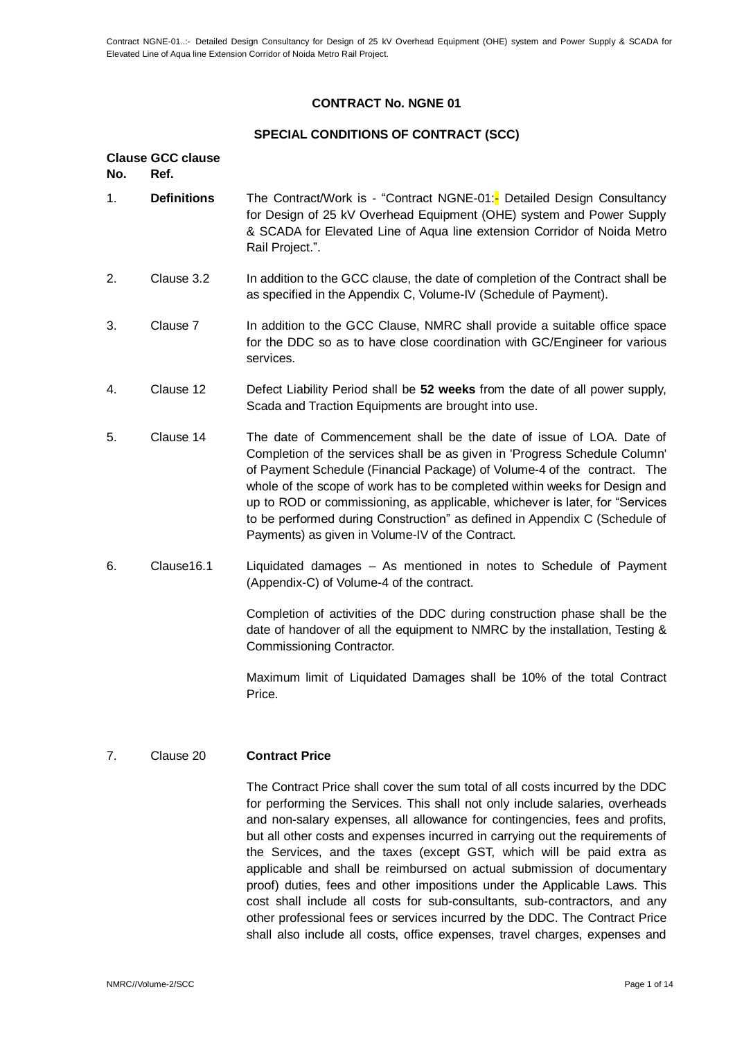**CONTRACT No. NGNE 01**

**SPECIAL CONDITIONS OF CONTRACT (SCC)**

| **Clause No.** | **GCC clause Ref.** | |
|---|---|---|
| 1. | **Definitions** | The Contract/Work is - "Contract NGNE-01:- Detailed Design Consultancy for Design of 25 kV Overhead Equipment (OHE) system and Power Supply & SCADA for Elevated Line of Aqua line extension Corridor of Noida Metro Rail Project.". |
| 2. | Clause 3.2 | In addition to the GCC clause, the date of completion of the Contract shall be as specified in the Appendix C, Volume-IV (Schedule of Payment). |
| 3. | Clause 7 | In addition to the GCC Clause, NMRC shall provide a suitable office space for the DDC so as to have close coordination with GC/Engineer for various services. |
| 4. | Clause 12 | Defect Liability Period shall be **52 weeks** from the date of all power supply, Scada and Traction Equipments are brought into use. |
| 5. | Clause 14 | The date of Commencement shall be the date of issue of LOA. Date of Completion of the services shall be as given in 'Progress Schedule Column' of Payment Schedule (Financial Package) of Volume-4 of the contract. The whole of the scope of work has to be completed within weeks for Design and up to ROD or commissioning, as applicable, whichever is later, for "Services to be performed during Construction" as defined in Appendix C (Schedule of Payments) as given in Volume-IV of the Contract. |
| 6. | Clause16.1 | Liquidated damages – As mentioned in notes to Schedule of Payment (Appendix-C) of Volume-4 of the contract. |

Completion of activities of the DDC during construction phase shall be the date of handover of all the equipment to NMRC by the installation, Testing & Commissioning Contractor.

Maximum limit of Liquidated Damages shall be 10% of the total Contract Price.

7. Clause 20 **Contract Price**

The Contract Price shall cover the sum total of all costs incurred by the DDC for performing the Services. This shall not only include salaries, overheads and non-salary expenses, all allowance for contingencies, fees and profits, but all other costs and expenses incurred in carrying out the requirements of the Services, and the taxes (except GST, which will be paid extra as applicable and shall be reimbursed on actual submission of documentary proof) duties, fees and other impositions under the Applicable Laws. This cost shall include all costs for sub-consultants, sub-contractors, and any other professional fees or services incurred by the DDC. The Contract Price shall also include all costs, office expenses, travel charges, expenses and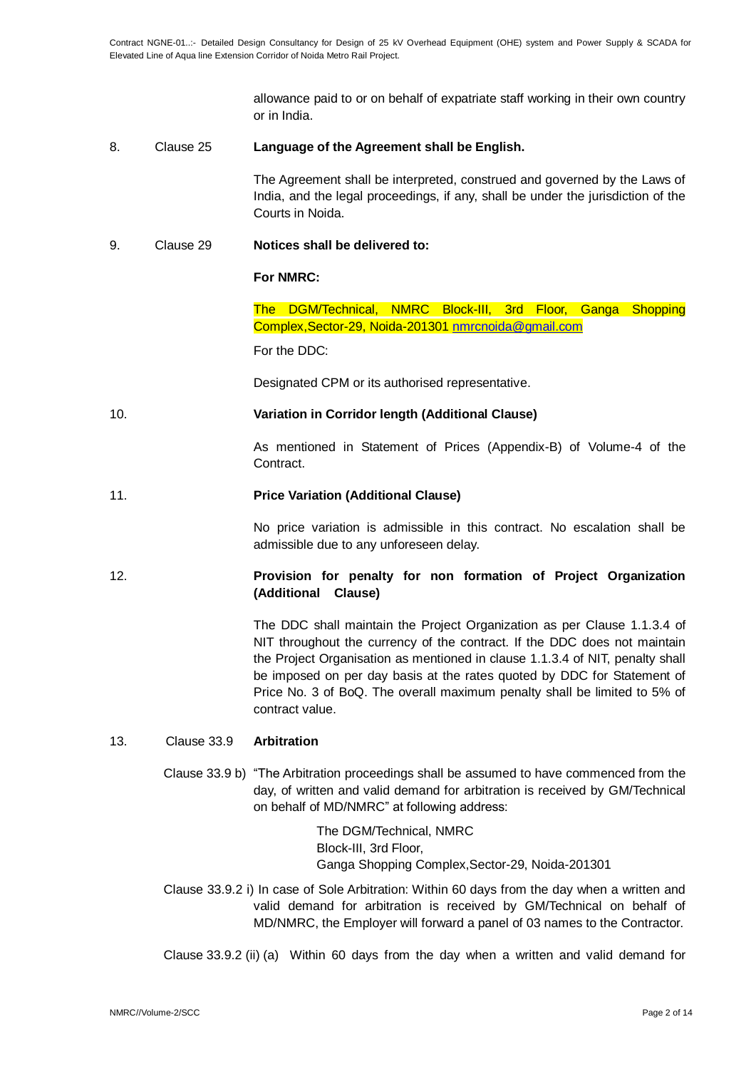allowance paid to or on behalf of expatriate staff working in their own country or in India.

8. Clause 25 **Language of the Agreement shall be English.**

The Agreement shall be interpreted, construed and governed by the Laws of India, and the legal proceedings, if any, shall be under the jurisdiction of the Courts in Noida.

9. Clause 29 **Notices shall be delivered to:**

**For NMRC:**

The DGM/Technical, NMRC Block-III, 3rd Floor, Ganga Shopping Complex,Sector-29, Noida-201301 nmrcnoida@gmail.com

For the DDC:

Designated CPM or its authorised representative.

10. **Variation in Corridor length (Additional Clause)**

As mentioned in Statement of Prices (Appendix-B) of Volume-4 of the Contract.

11. **Price Variation (Additional Clause)**

No price variation is admissible in this contract. No escalation shall be admissible due to any unforeseen delay.

12. **Provision for penalty for non formation of Project Organization (Additional Clause)**

The DDC shall maintain the Project Organization as per Clause 1.1.3.4 of NIT throughout the currency of the contract. If the DDC does not maintain the Project Organisation as mentioned in clause 1.1.3.4 of NIT, penalty shall be imposed on per day basis at the rates quoted by DDC for Statement of Price No. 3 of BoQ. The overall maximum penalty shall be limited to 5% of contract value.

13. Clause 33.9 **Arbitration**

Clause 33.9 b) "The Arbitration proceedings shall be assumed to have commenced from the day, of written and valid demand for arbitration is received by GM/Technical on behalf of MD/NMRC" at following address:

The DGM/Technical, NMRC  
Block-III, 3rd Floor,  
Ganga Shopping Complex,Sector-29, Noida-201301

Clause 33.9.2 i) In case of Sole Arbitration: Within 60 days from the day when a written and valid demand for arbitration is received by GM/Technical on behalf of MD/NMRC, the Employer will forward a panel of 03 names to the Contractor.

Clause 33.9.2 (ii) (a) Within 60 days from the day when a written and valid demand for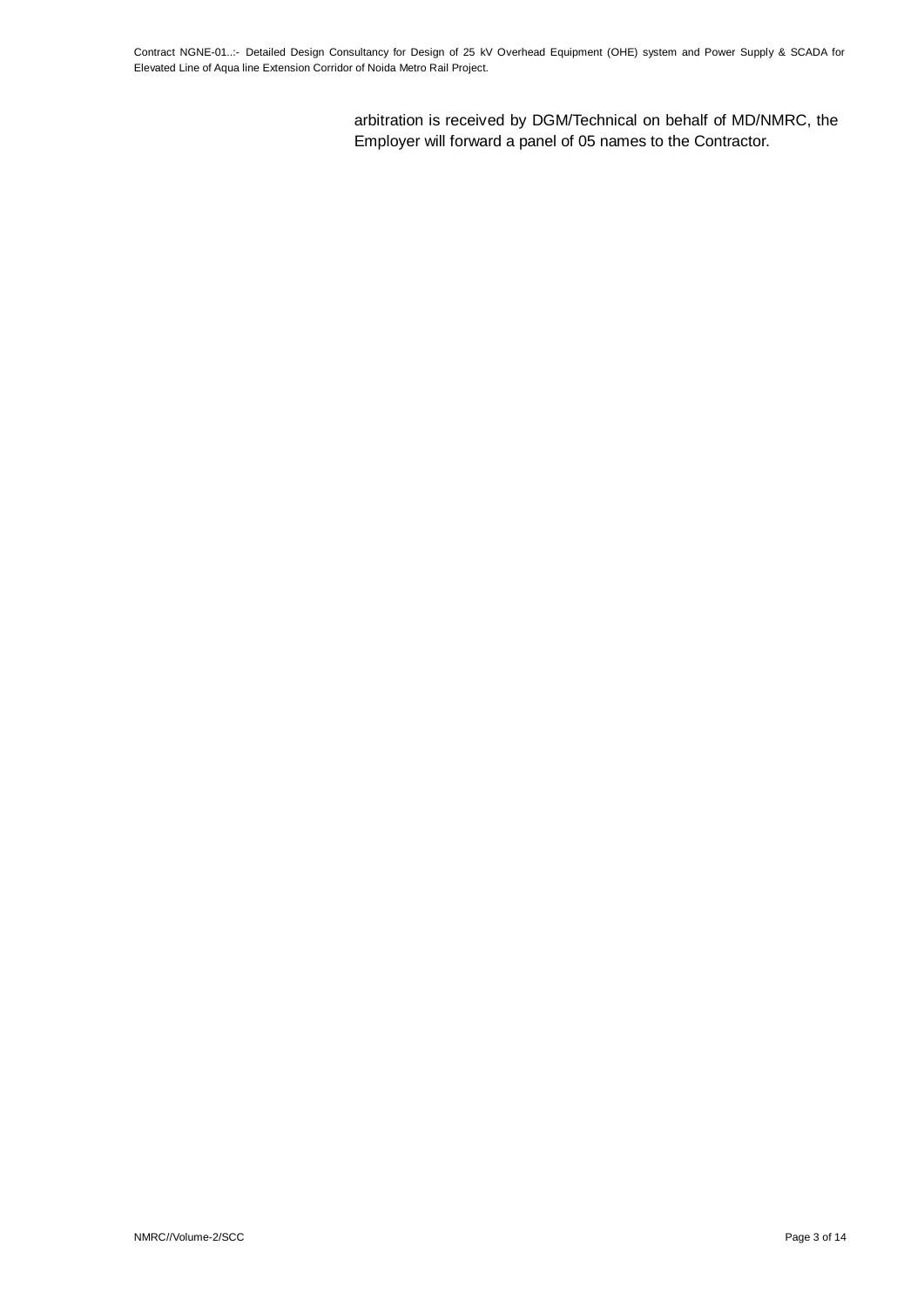arbitration is received by DGM/Technical on behalf of MD/NMRC, the Employer will forward a panel of 05 names to the Contractor.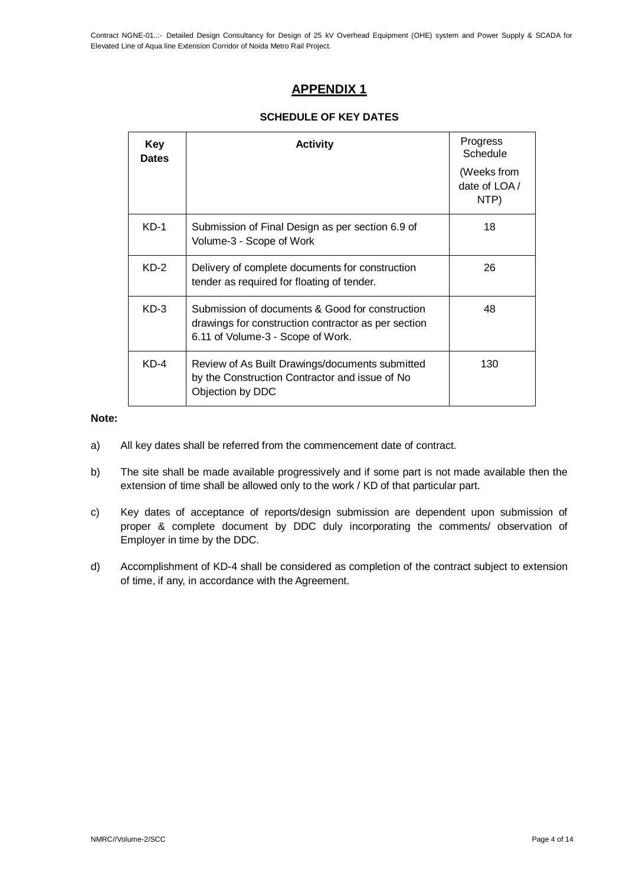# APPENDIX 1

### SCHEDULE OF KEY DATES

| Key Dates | Activity | Progress Schedule (Weeks from date of LOA / NTP) |
|---|---|---|
| KD-1 | Submission of Final Design as per section 6.9 of Volume-3 - Scope of Work | 18 |
| KD-2 | Delivery of complete documents for construction tender as required for floating of tender. | 26 |
| KD-3 | Submission of documents & Good for construction drawings for construction contractor as per section 6.11 of Volume-3 - Scope of Work. | 48 |
| KD-4 | Review of As Built Drawings/documents submitted by the Construction Contractor and issue of No Objection by DDC | 130 |

**Note:**

a) All key dates shall be referred from the commencement date of contract.

b) The site shall be made available progressively and if some part is not made available then the extension of time shall be allowed only to the work / KD of that particular part.

c) Key dates of acceptance of reports/design submission are dependent upon submission of proper & complete document by DDC duly incorporating the comments/ observation of Employer in time by the DDC.

d) Accomplishment of KD-4 shall be considered as completion of the contract subject to extension of time, if any, in accordance with the Agreement.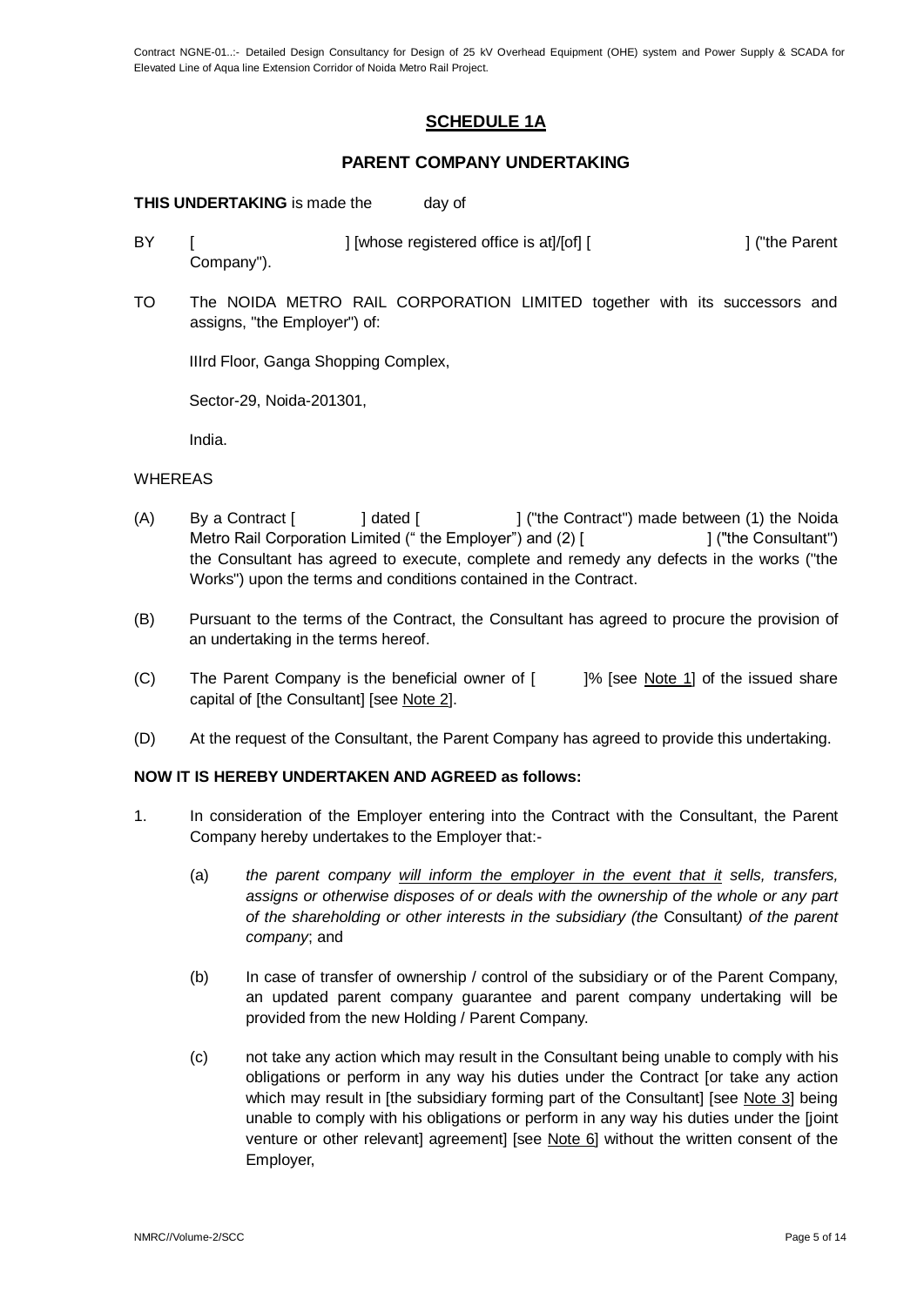## SCHEDULE 1A

### PARENT COMPANY UNDERTAKING

**THIS UNDERTAKING** is made the day of

BY [ ] [whose registered office is at]/[of] [ ] ("the Parent Company").

TO The NOIDA METRO RAIL CORPORATION LIMITED together with its successors and assigns, "the Employer") of:

IIIrd Floor, Ganga Shopping Complex,

Sector-29, Noida-201301,

India.

WHEREAS

(A) By a Contract [ ] dated [ ] ("the Contract") made between (1) the Noida Metro Rail Corporation Limited (" the Employer") and (2) [ ] ("the Consultant") the Consultant has agreed to execute, complete and remedy any defects in the works ("the Works") upon the terms and conditions contained in the Contract.

(B) Pursuant to the terms of the Contract, the Consultant has agreed to procure the provision of an undertaking in the terms hereof.

(C) The Parent Company is the beneficial owner of [ ]% [see Note 1] of the issued share capital of [the Consultant] [see Note 2].

(D) At the request of the Consultant, the Parent Company has agreed to provide this undertaking.

**NOW IT IS HEREBY UNDERTAKEN AND AGREED as follows:**

1. In consideration of the Employer entering into the Contract with the Consultant, the Parent Company hereby undertakes to the Employer that:-

   (a) *the parent company will inform the employer in the event that it sells, transfers, assigns or otherwise disposes of or deals with the ownership of the whole or any part of the shareholding or other interests in the subsidiary (the* Consultant*) of the parent company*; and

   (b) In case of transfer of ownership / control of the subsidiary or of the Parent Company, an updated parent company guarantee and parent company undertaking will be provided from the new Holding / Parent Company.

   (c) not take any action which may result in the Consultant being unable to comply with his obligations or perform in any way his duties under the Contract [or take any action which may result in [the subsidiary forming part of the Consultant] [see Note 3] being unable to comply with his obligations or perform in any way his duties under the [joint venture or other relevant] agreement] [see Note 6] without the written consent of the Employer,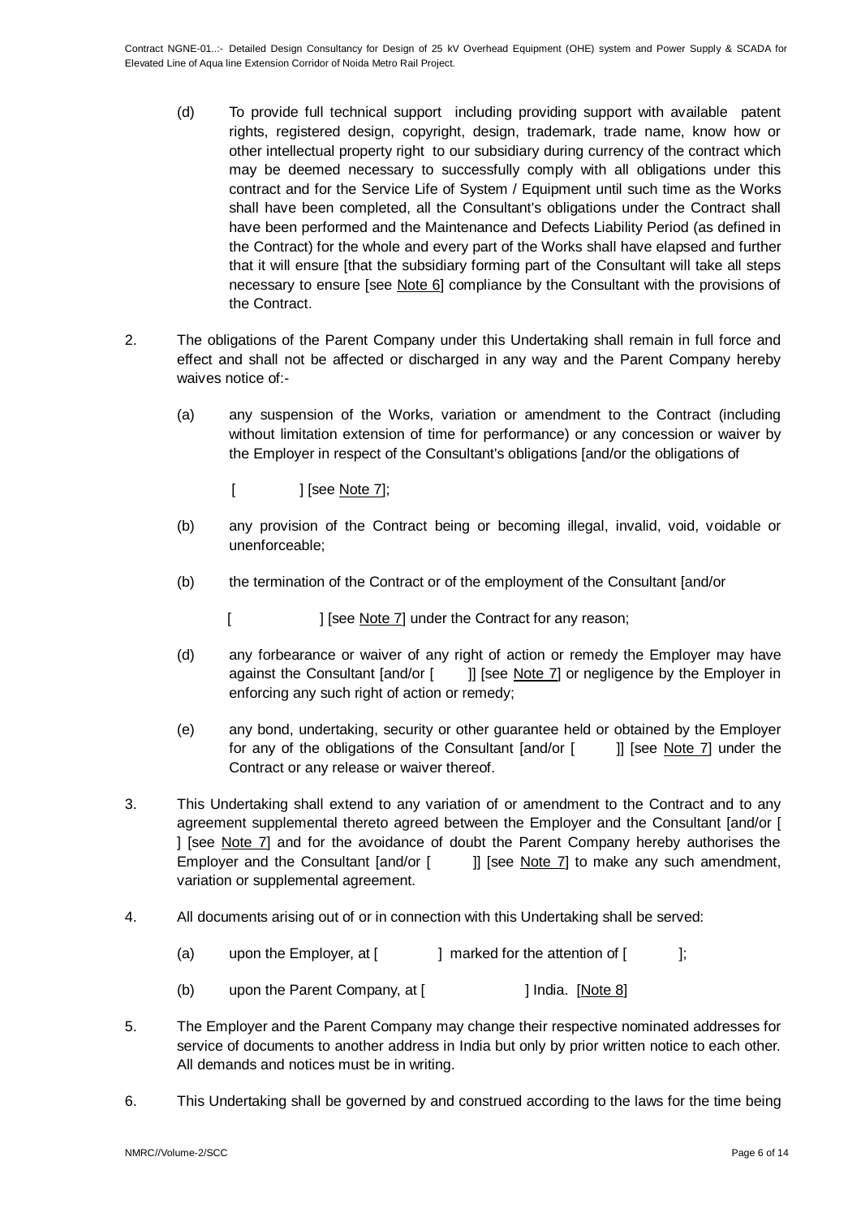(d) To provide full technical support including providing support with available patent rights, registered design, copyright, design, trademark, trade name, know how or other intellectual property right to our subsidiary during currency of the contract which may be deemed necessary to successfully comply with all obligations under this contract and for the Service Life of System / Equipment until such time as the Works shall have been completed, all the Consultant's obligations under the Contract shall have been performed and the Maintenance and Defects Liability Period (as defined in the Contract) for the whole and every part of the Works shall have elapsed and further that it will ensure [that the subsidiary forming part of the Consultant will take all steps necessary to ensure [see Note 6] compliance by the Consultant with the provisions of the Contract.

2. The obligations of the Parent Company under this Undertaking shall remain in full force and effect and shall not be affected or discharged in any way and the Parent Company hereby waives notice of:-

   (a) any suspension of the Works, variation or amendment to the Contract (including without limitation extension of time for performance) or any concession or waiver by the Employer in respect of the Consultant's obligations [and/or the obligations of

   [ ] [see Note 7];

   (b) any provision of the Contract being or becoming illegal, invalid, void, voidable or unenforceable;

   (b) the termination of the Contract or of the employment of the Consultant [and/or

   [ ] [see Note 7] under the Contract for any reason;

   (d) any forbearance or waiver of any right of action or remedy the Employer may have against the Consultant [and/or [ ]] [see Note 7] or negligence by the Employer in enforcing any such right of action or remedy;

   (e) any bond, undertaking, security or other guarantee held or obtained by the Employer for any of the obligations of the Consultant [and/or [ ]] [see Note 7] under the Contract or any release or waiver thereof.

3. This Undertaking shall extend to any variation of or amendment to the Contract and to any agreement supplemental thereto agreed between the Employer and the Consultant [and/or [ ] [see Note 7] and for the avoidance of doubt the Parent Company hereby authorises the Employer and the Consultant [and/or [ ]] [see Note 7] to make any such amendment, variation or supplemental agreement.

4. All documents arising out of or in connection with this Undertaking shall be served:

   (a) upon the Employer, at [ ] marked for the attention of [ ];

   (b) upon the Parent Company, at [ ] India. [Note 8]

5. The Employer and the Parent Company may change their respective nominated addresses for service of documents to another address in India but only by prior written notice to each other. All demands and notices must be in writing.

6. This Undertaking shall be governed by and construed according to the laws for the time being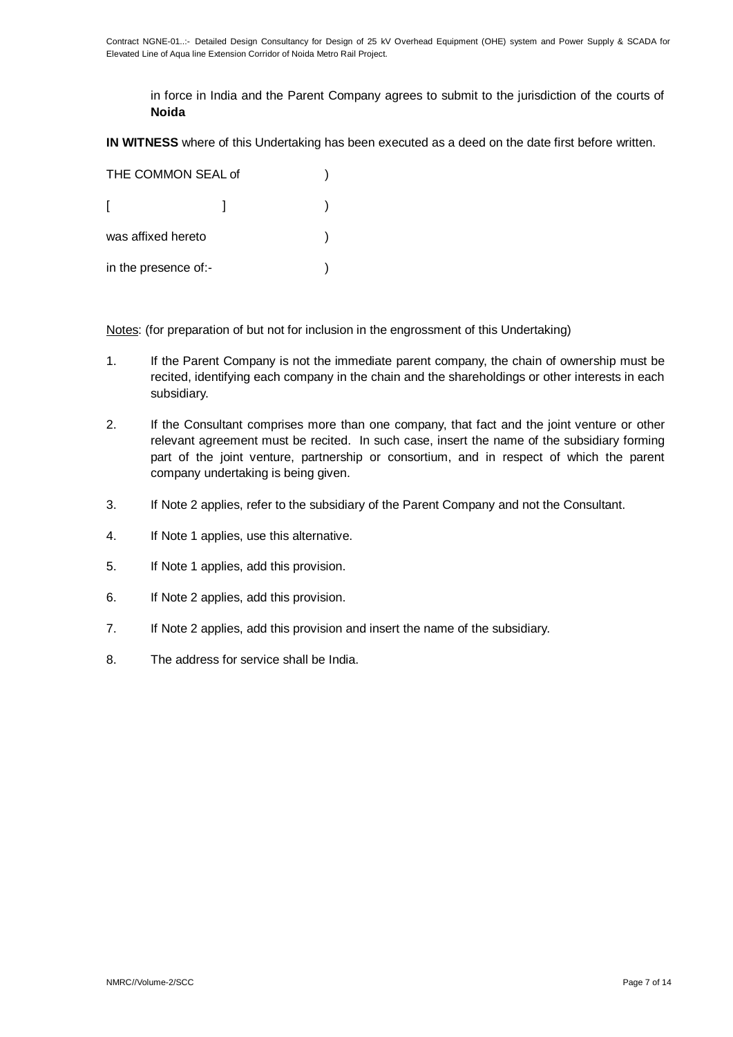in force in India and the Parent Company agrees to submit to the jurisdiction of the courts of **Noida**

**IN WITNESS** where of this Undertaking has been executed as a deed on the date first before written.

THE COMMON SEAL of )

[ ] )

was affixed hereto )

in the presence of:- )

Notes: (for preparation of but not for inclusion in the engrossment of this Undertaking)

1. If the Parent Company is not the immediate parent company, the chain of ownership must be recited, identifying each company in the chain and the shareholdings or other interests in each subsidiary.
2. If the Consultant comprises more than one company, that fact and the joint venture or other relevant agreement must be recited. In such case, insert the name of the subsidiary forming part of the joint venture, partnership or consortium, and in respect of which the parent company undertaking is being given.
3. If Note 2 applies, refer to the subsidiary of the Parent Company and not the Consultant.
4. If Note 1 applies, use this alternative.
5. If Note 1 applies, add this provision.
6. If Note 2 applies, add this provision.
7. If Note 2 applies, add this provision and insert the name of the subsidiary.
8. The address for service shall be India.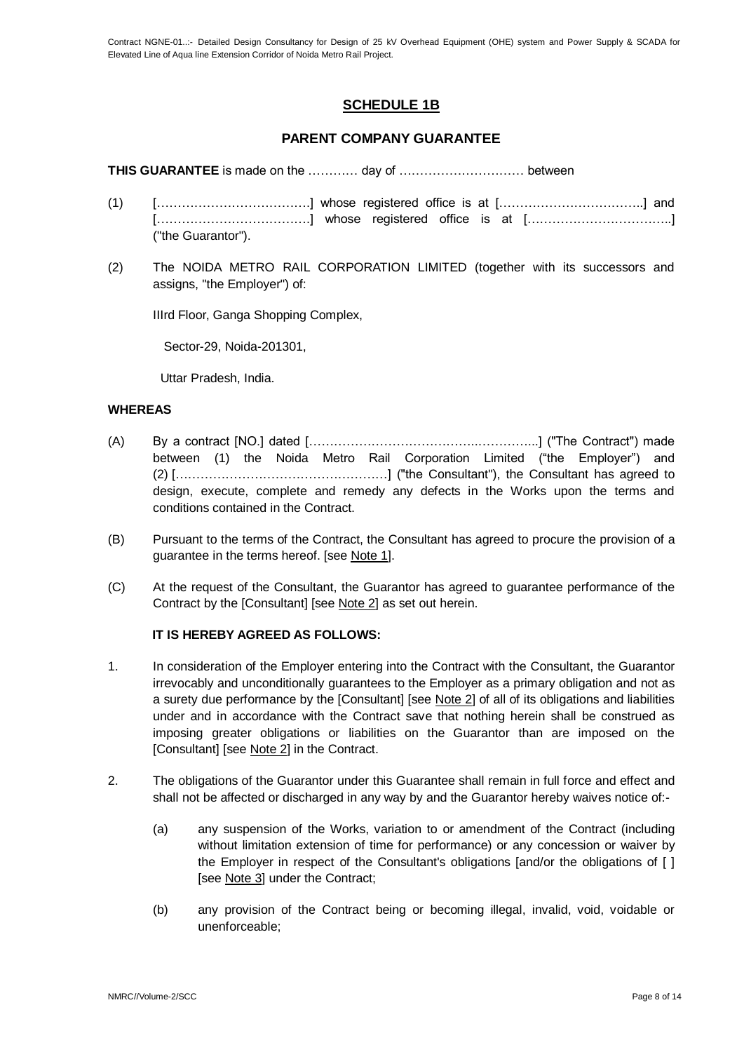## SCHEDULE 1B

## PARENT COMPANY GUARANTEE

**THIS GUARANTEE** is made on the ………… day of ………………………… between

(1) [……………………………….] whose registered office is at [……………………………..] and [……………………………….] whose registered office is at [……………………………..] ("the Guarantor").

(2) The NOIDA METRO RAIL CORPORATION LIMITED (together with its successors and assigns, "the Employer") of:

IIIrd Floor, Ganga Shopping Complex,

Sector-29, Noida-201301,

Uttar Pradesh, India.

**WHEREAS**

(A) By a contract [NO.] dated [……………………………….…………...] ("The Contract") made between (1) the Noida Metro Rail Corporation Limited ("the Employer") and (2) [……………………………………………] ("the Consultant"), the Consultant has agreed to design, execute, complete and remedy any defects in the Works upon the terms and conditions contained in the Contract.

(B) Pursuant to the terms of the Contract, the Consultant has agreed to procure the provision of a guarantee in the terms hereof. [see Note 1].

(C) At the request of the Consultant, the Guarantor has agreed to guarantee performance of the Contract by the [Consultant] [see Note 2] as set out herein.

**IT IS HEREBY AGREED AS FOLLOWS:**

1. In consideration of the Employer entering into the Contract with the Consultant, the Guarantor irrevocably and unconditionally guarantees to the Employer as a primary obligation and not as a surety due performance by the [Consultant] [see Note 2] of all of its obligations and liabilities under and in accordance with the Contract save that nothing herein shall be construed as imposing greater obligations or liabilities on the Guarantor than are imposed on the [Consultant] [see Note 2] in the Contract.

2. The obligations of the Guarantor under this Guarantee shall remain in full force and effect and shall not be affected or discharged in any way by and the Guarantor hereby waives notice of:-

   (a) any suspension of the Works, variation to or amendment of the Contract (including without limitation extension of time for performance) or any concession or waiver by the Employer in respect of the Consultant's obligations [and/or the obligations of [ ] [see Note 3] under the Contract;

   (b) any provision of the Contract being or becoming illegal, invalid, void, voidable or unenforceable;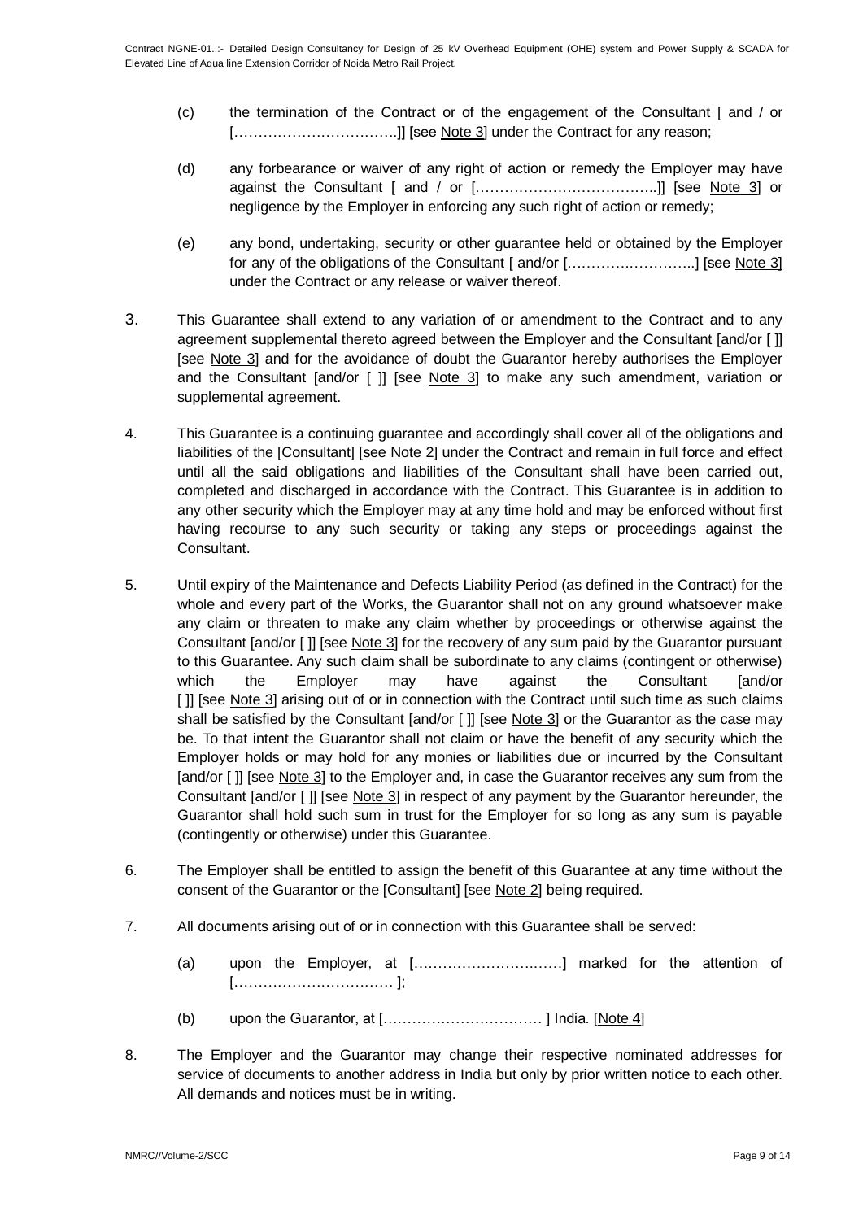(c) the termination of the Contract or of the engagement of the Consultant [ and / or […………………………….]] [see Note 3] under the Contract for any reason;

(d) any forbearance or waiver of any right of action or remedy the Employer may have against the Consultant [ and / or [………………………………..]] [see Note 3] or negligence by the Employer in enforcing any such right of action or remedy;

(e) any bond, undertaking, security or other guarantee held or obtained by the Employer for any of the obligations of the Consultant [ and/or [………….…………..] [see Note 3] under the Contract or any release or waiver thereof.

3. This Guarantee shall extend to any variation of or amendment to the Contract and to any agreement supplemental thereto agreed between the Employer and the Consultant [and/or [ ]] [see Note 3] and for the avoidance of doubt the Guarantor hereby authorises the Employer and the Consultant [and/or [ ]] [see Note 3] to make any such amendment, variation or supplemental agreement.

4. This Guarantee is a continuing guarantee and accordingly shall cover all of the obligations and liabilities of the [Consultant] [see Note 2] under the Contract and remain in full force and effect until all the said obligations and liabilities of the Consultant shall have been carried out, completed and discharged in accordance with the Contract. This Guarantee is in addition to any other security which the Employer may at any time hold and may be enforced without first having recourse to any such security or taking any steps or proceedings against the Consultant.

5. Until expiry of the Maintenance and Defects Liability Period (as defined in the Contract) for the whole and every part of the Works, the Guarantor shall not on any ground whatsoever make any claim or threaten to make any claim whether by proceedings or otherwise against the Consultant [and/or [ ]] [see Note 3] for the recovery of any sum paid by the Guarantor pursuant to this Guarantee. Any such claim shall be subordinate to any claims (contingent or otherwise) which the Employer may have against the Consultant [and/or [ ]] [see Note 3] arising out of or in connection with the Contract until such time as such claims shall be satisfied by the Consultant [and/or [ ]] [see Note 3] or the Guarantor as the case may be. To that intent the Guarantor shall not claim or have the benefit of any security which the Employer holds or may hold for any monies or liabilities due or incurred by the Consultant [and/or [ ]] [see Note 3] to the Employer and, in case the Guarantor receives any sum from the Consultant [and/or [ ]] [see Note 3] in respect of any payment by the Guarantor hereunder, the Guarantor shall hold such sum in trust for the Employer for so long as any sum is payable (contingently or otherwise) under this Guarantee.

6. The Employer shall be entitled to assign the benefit of this Guarantee at any time without the consent of the Guarantor or the [Consultant] [see Note 2] being required.

7. All documents arising out of or in connection with this Guarantee shall be served:

(a) upon the Employer, at [………………………….…] marked for the attention of […………………………… ];

(b) upon the Guarantor, at […………………………… ] India. [Note 4]

8. The Employer and the Guarantor may change their respective nominated addresses for service of documents to another address in India but only by prior written notice to each other. All demands and notices must be in writing.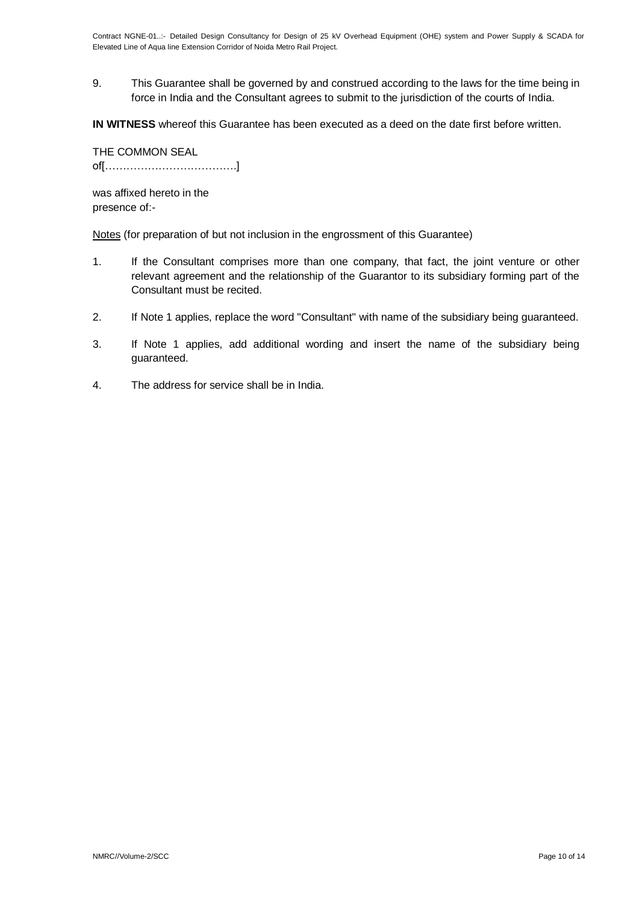9. This Guarantee shall be governed by and construed according to the laws for the time being in force in India and the Consultant agrees to submit to the jurisdiction of the courts of India.

**IN WITNESS** whereof this Guarantee has been executed as a deed on the date first before written.

THE COMMON SEAL
of[……………………………….]

was affixed hereto in the
presence of:-

Notes (for preparation of but not inclusion in the engrossment of this Guarantee)

1. If the Consultant comprises more than one company, that fact, the joint venture or other relevant agreement and the relationship of the Guarantor to its subsidiary forming part of the Consultant must be recited.

2. If Note 1 applies, replace the word "Consultant" with name of the subsidiary being guaranteed.

3. If Note 1 applies, add additional wording and insert the name of the subsidiary being guaranteed.

4. The address for service shall be in India.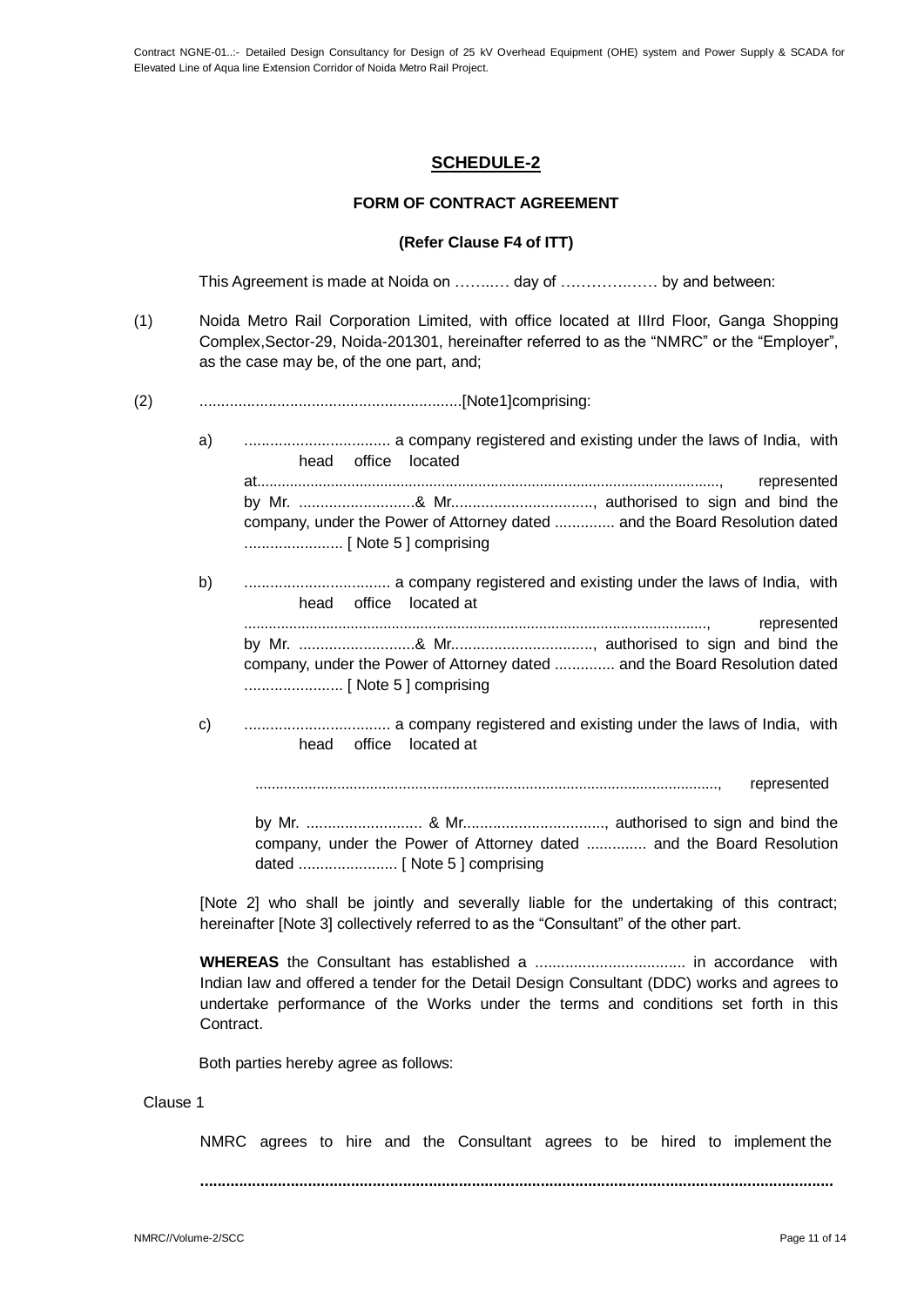## SCHEDULE-2

### FORM OF CONTRACT AGREEMENT

**(Refer Clause F4 of ITT)**

This Agreement is made at Noida on ……..… day of ………….…… by and between:

(1) Noida Metro Rail Corporation Limited, with office located at IIIrd Floor, Ganga Shopping Complex,Sector-29, Noida-201301, hereinafter referred to as the "NMRC" or the "Employer", as the case may be, of the one part, and;

(2) ............................................................[Note1]comprising:

a) .................................. a company registered and existing under the laws of India, with head office located at..............................................................................................................., represented by Mr. ...........................& Mr................................., authorised to sign and bind the company, under the Power of Attorney dated .............. and the Board Resolution dated ....................... [ Note 5 ] comprising

b) .................................. a company registered and existing under the laws of India, with head office located at ..............................................................................................................., represented by Mr. ...........................& Mr................................., authorised to sign and bind the company, under the Power of Attorney dated .............. and the Board Resolution dated ....................... [ Note 5 ] comprising

c) .................................. a company registered and existing under the laws of India, with head office located at

..............................................................................................................., represented

by Mr. ........................... & Mr................................., authorised to sign and bind the company, under the Power of Attorney dated .............. and the Board Resolution dated ....................... [ Note 5 ] comprising

[Note 2] who shall be jointly and severally liable for the undertaking of this contract; hereinafter [Note 3] collectively referred to as the "Consultant" of the other part.

**WHEREAS** the Consultant has established a ................................... in accordance with Indian law and offered a tender for the Detail Design Consultant (DDC) works and agrees to undertake performance of the Works under the terms and conditions set forth in this Contract.

Both parties hereby agree as follows:

Clause 1

NMRC agrees to hire and the Consultant agrees to be hired to implement the

**..............................................................................................................................................**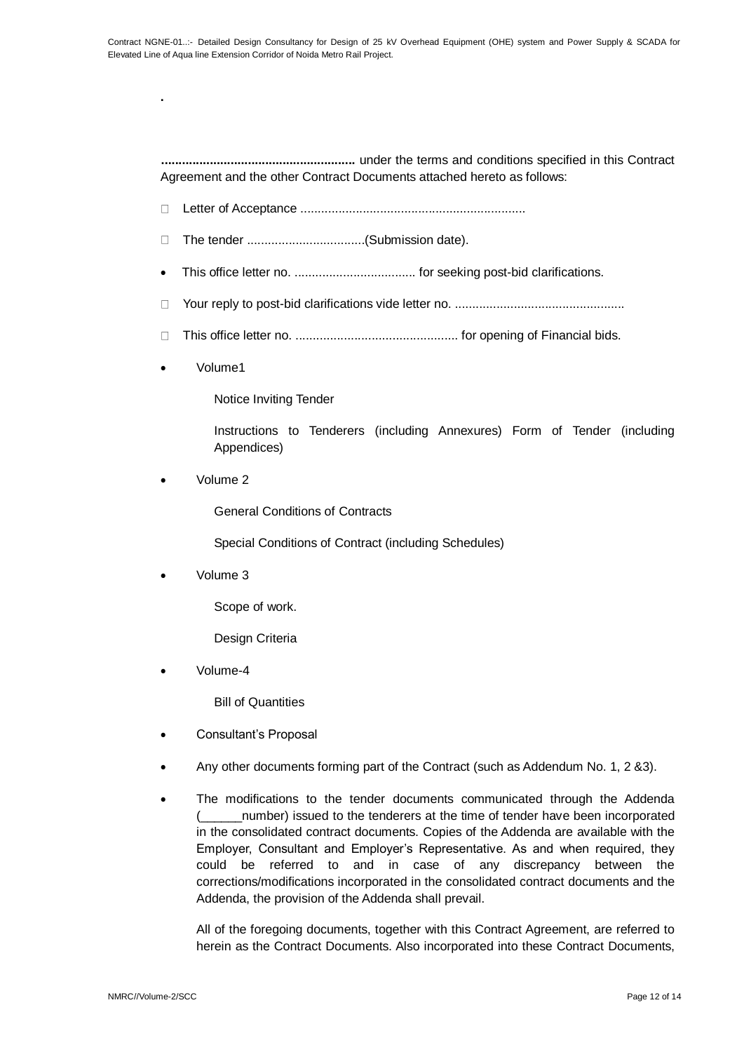.

**.......................................................** under the terms and conditions specified in this Contract Agreement and the other Contract Documents attached hereto as follows:

- Letter of Acceptance .................................................................
- The tender ..................................(Submission date).
- This office letter no. ................................... for seeking post-bid clarifications.
- Your reply to post-bid clarifications vide letter no. .................................................
- This office letter no. ............................................... for opening of Financial bids.
- Volume1

  Notice Inviting Tender

  Instructions to Tenderers (including Annexures) Form of Tender (including Appendices)
- Volume 2

  General Conditions of Contracts

  Special Conditions of Contract (including Schedules)
- Volume 3

  Scope of work.

  Design Criteria
- Volume-4

  Bill of Quantities
- Consultant's Proposal
- Any other documents forming part of the Contract (such as Addendum No. 1, 2 &3).
- The modifications to the tender documents communicated through the Addenda (______number) issued to the tenderers at the time of tender have been incorporated in the consolidated contract documents. Copies of the Addenda are available with the Employer, Consultant and Employer's Representative. As and when required, they could be referred to and in case of any discrepancy between the corrections/modifications incorporated in the consolidated contract documents and the Addenda, the provision of the Addenda shall prevail.

  All of the foregoing documents, together with this Contract Agreement, are referred to herein as the Contract Documents. Also incorporated into these Contract Documents,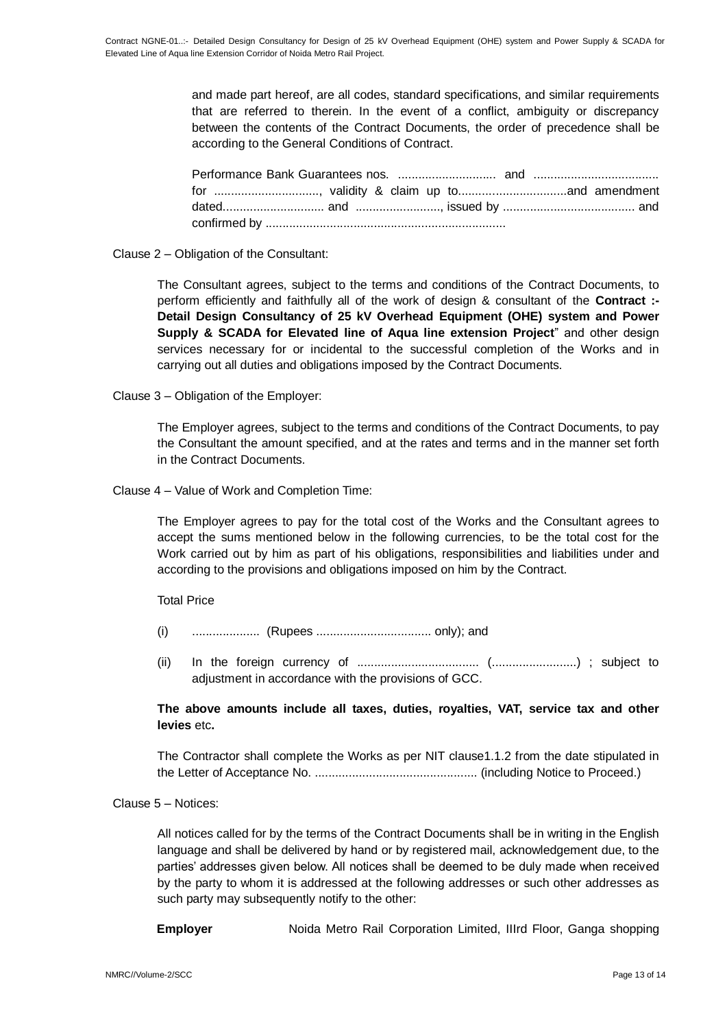and made part hereof, are all codes, standard specifications, and similar requirements that are referred to therein. In the event of a conflict, ambiguity or discrepancy between the contents of the Contract Documents, the order of precedence shall be according to the General Conditions of Contract.

Performance Bank Guarantees nos. ............................ and .................................... for ..............................., validity & claim up to................................and amendment dated.............................. and ........................., issued by ....................................... and confirmed by .......................................................................

Clause 2 – Obligation of the Consultant:

The Consultant agrees, subject to the terms and conditions of the Contract Documents, to perform efficiently and faithfully all of the work of design & consultant of the **Contract :- Detail Design Consultancy of 25 kV Overhead Equipment (OHE) system and Power Supply & SCADA for Elevated line of Aqua line extension Project**" and other design services necessary for or incidental to the successful completion of the Works and in carrying out all duties and obligations imposed by the Contract Documents.

Clause 3 – Obligation of the Employer:

The Employer agrees, subject to the terms and conditions of the Contract Documents, to pay the Consultant the amount specified, and at the rates and terms and in the manner set forth in the Contract Documents.

Clause 4 – Value of Work and Completion Time:

The Employer agrees to pay for the total cost of the Works and the Consultant agrees to accept the sums mentioned below in the following currencies, to be the total cost for the Work carried out by him as part of his obligations, responsibilities and liabilities under and according to the provisions and obligations imposed on him by the Contract.

Total Price

(i) .................... (Rupees .................................. only); and

(ii) In the foreign currency of .................................... (.........................) ; subject to adjustment in accordance with the provisions of GCC.

**The above amounts include all taxes, duties, royalties, VAT, service tax and other levies** etc**.**

The Contractor shall complete the Works as per NIT clause1.1.2 from the date stipulated in the Letter of Acceptance No. ................................................ (including Notice to Proceed.)

Clause 5 – Notices:

All notices called for by the terms of the Contract Documents shall be in writing in the English language and shall be delivered by hand or by registered mail, acknowledgement due, to the parties' addresses given below. All notices shall be deemed to be duly made when received by the party to whom it is addressed at the following addresses or such other addresses as such party may subsequently notify to the other:

**Employer** Noida Metro Rail Corporation Limited, IIIrd Floor, Ganga shopping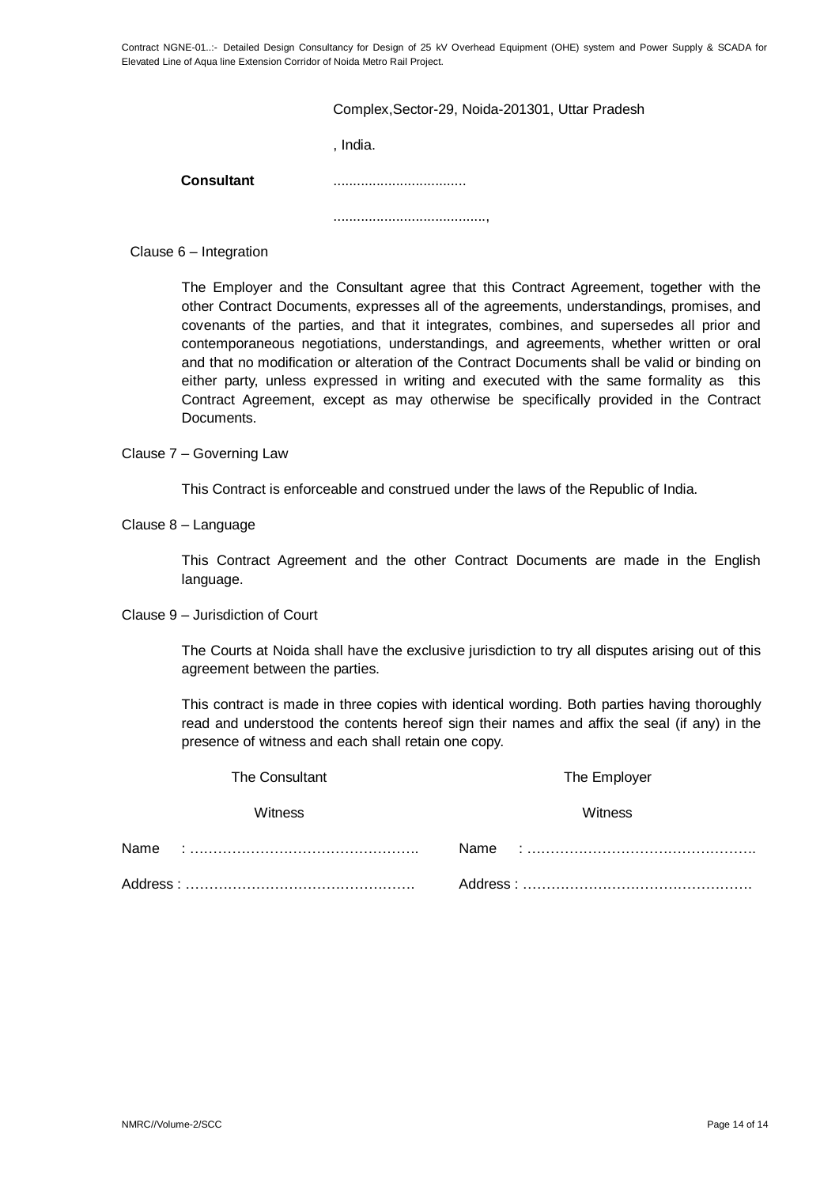Complex,Sector-29, Noida-201301, Uttar Pradesh

, India.

**Consultant** .................................

.......................................,

Clause 6 – Integration

The Employer and the Consultant agree that this Contract Agreement, together with the other Contract Documents, expresses all of the agreements, understandings, promises, and covenants of the parties, and that it integrates, combines, and supersedes all prior and contemporaneous negotiations, understandings, and agreements, whether written or oral and that no modification or alteration of the Contract Documents shall be valid or binding on either party, unless expressed in writing and executed with the same formality as this Contract Agreement, except as may otherwise be specifically provided in the Contract Documents.

Clause 7 – Governing Law

This Contract is enforceable and construed under the laws of the Republic of India.

Clause 8 – Language

This Contract Agreement and the other Contract Documents are made in the English language.

Clause 9 – Jurisdiction of Court

The Courts at Noida shall have the exclusive jurisdiction to try all disputes arising out of this agreement between the parties.

This contract is made in three copies with identical wording. Both parties having thoroughly read and understood the contents hereof sign their names and affix the seal (if any) in the presence of witness and each shall retain one copy.

| | |
|---|---|
| The Consultant | The Employer |
| Witness | Witness |
| Name : …………………………………………. | Name : …………………………………………. |
| Address : …………………………………………. | Address : …………………………………………. |